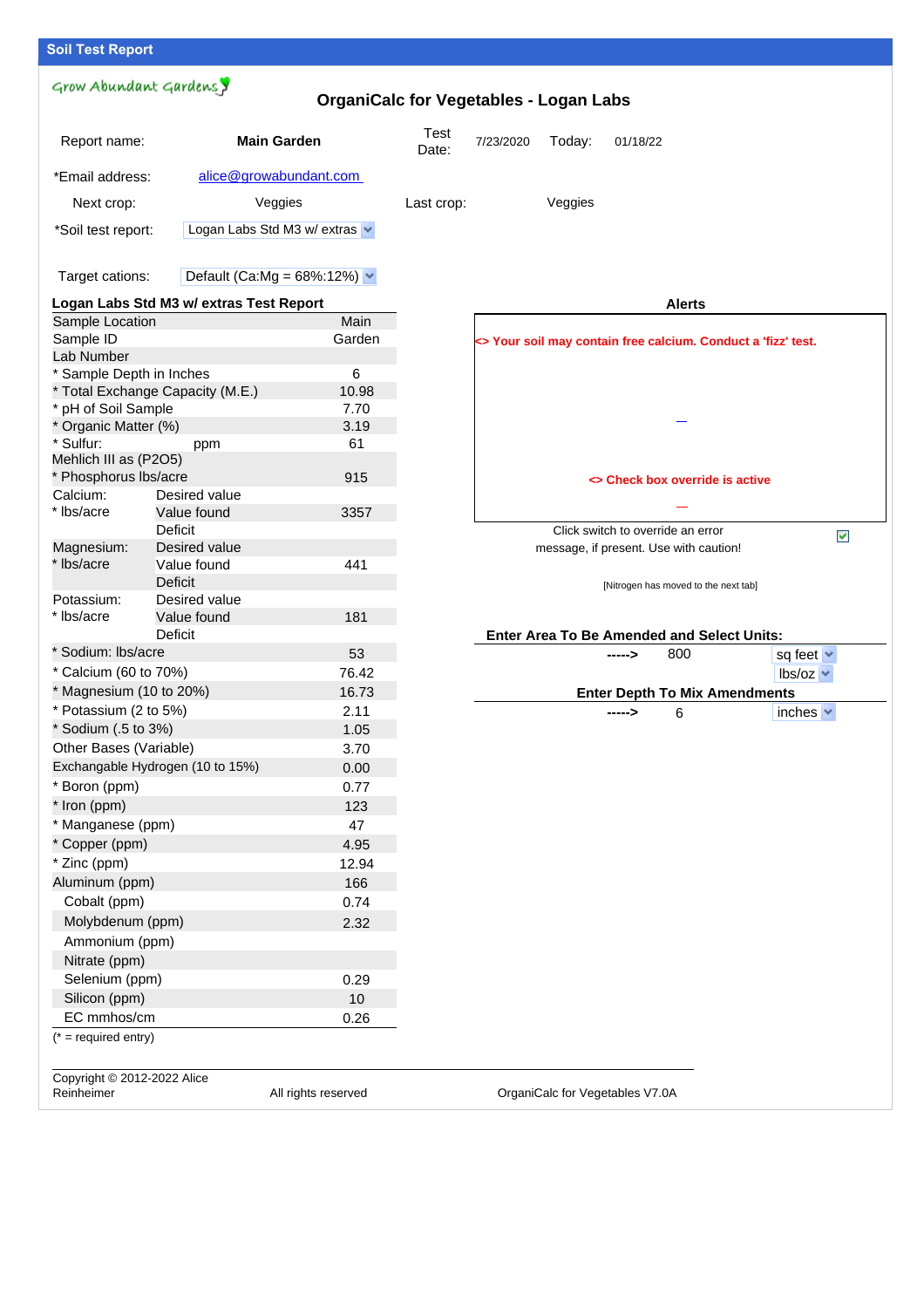## Soil Test Report

Grow Abundant Gardens

### OrganiCalc for Vegetables - Logan Labs

| | | | | | |
|---|---|---|---|---|---|
| Report name: | **Main Garden** | Test Date: | 7/23/2020 | Today: | 01/18/22 |
| *Email address: | alice@growabundant.com | | | | |
| Next crop: | Veggies | Last crop: | | Veggies | |
| *Soil test report: | Logan Labs Std M3 w/ extras | | | | |
| Target cations: | Default (Ca:Mg = 68%:12%) | | | | |

**Logan Labs Std M3 w/ extras Test Report**

| | | |
|---|---|---|
| Sample Location | | Main |
| Sample ID | | Garden |
| Lab Number | | |
| * Sample Depth in Inches | | 6 |
| * Total Exchange Capacity (M.E.) | | 10.98 |
| * pH of Soil Sample | | 7.70 |
| * Organic Matter (%) | | 3.19 |
| * Sulfur: | ppm | 61 |
| Mehlich III as (P2O5) | | |
| * Phosphorus lbs/acre | | 915 |
| Calcium: | Desired value | |
| * lbs/acre | Value found | 3357 |
| | Deficit | |
| Magnesium: | Desired value | |
| * lbs/acre | Value found | 441 |
| | Deficit | |
| Potassium: | Desired value | |
| * lbs/acre | Value found | 181 |
| | Deficit | |
| * Sodium: lbs/acre | | 53 |
| * Calcium (60 to 70%) | | 76.42 |
| * Magnesium (10 to 20%) | | 16.73 |
| * Potassium (2 to 5%) | | 2.11 |
| * Sodium (.5 to 3%) | | 1.05 |
| Other Bases (Variable) | | 3.70 |
| Exchangable Hydrogen (10 to 15%) | | 0.00 |
| * Boron (ppm) | | 0.77 |
| * Iron (ppm) | | 123 |
| * Manganese (ppm) | | 47 |
| * Copper (ppm) | | 4.95 |
| * Zinc (ppm) | | 12.94 |
| Aluminum (ppm) | | 166 |
| Cobalt (ppm) | | 0.74 |
| Molybdenum (ppm) | | 2.32 |
| Ammonium (ppm) | | |
| Nitrate (ppm) | | |
| Selenium (ppm) | | 0.29 |
| Silicon (ppm) | | 10 |
| EC mmhos/cm | | 0.26 |

(* = required entry)

**Alerts**

<> Your soil may contain free calcium. Conduct a 'fizz' test.

—

<> Check box override is active

—

Click switch to override an error message, if present. Use with caution! ☑

[Nitrogen has moved to the next tab]

**Enter Area To Be Amended and Select Units:**

-----> 800 sq feet

lbs/oz

**Enter Depth To Mix Amendments**

-----> 6 inches

Copyright © 2012-2022 Alice Reinheimer | All rights reserved | OrganiCalc for Vegetables V7.0A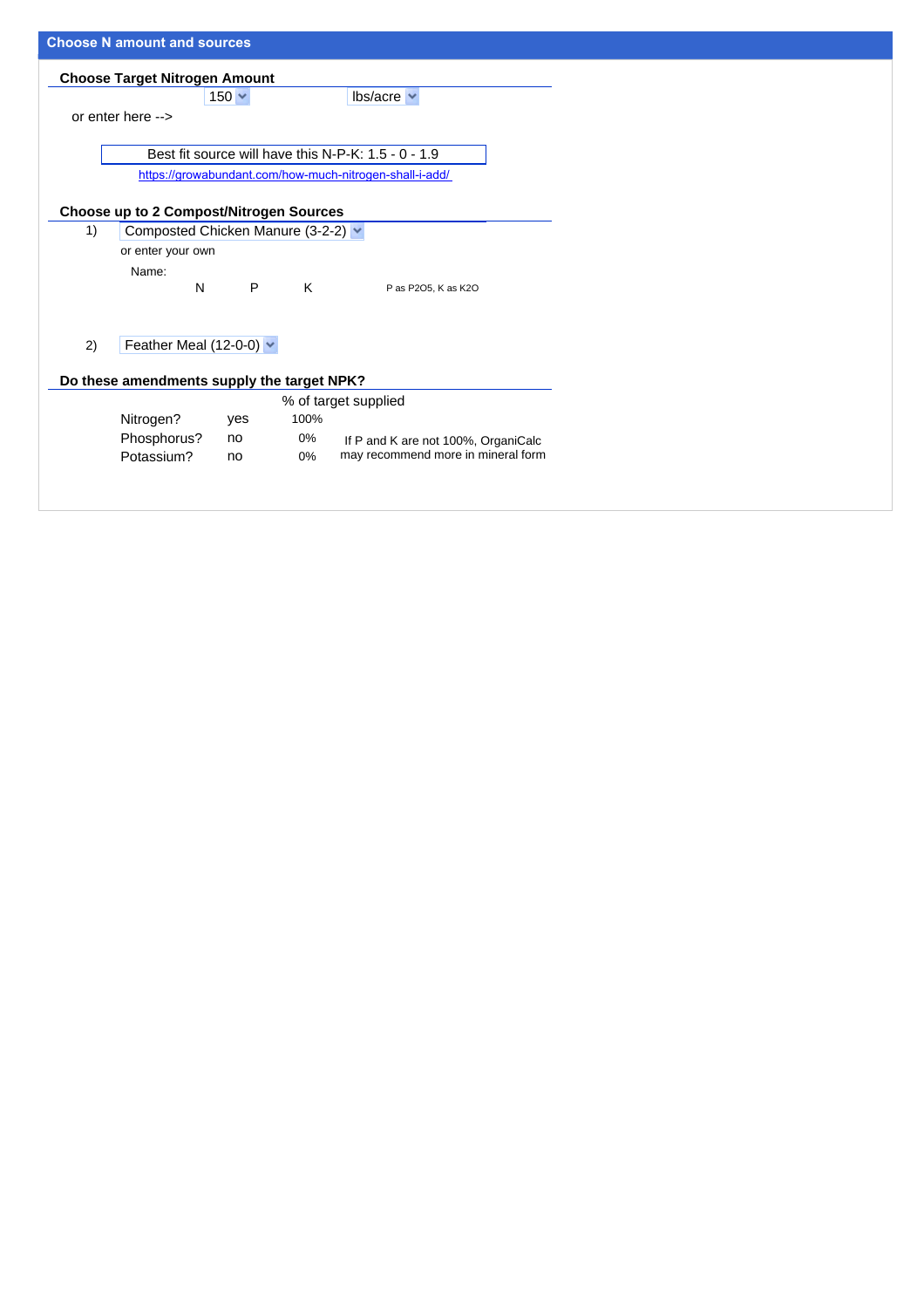## Choose N amount and sources

### Choose Target Nitrogen Amount

150 lbs/acre

or enter here -->

Best fit source will have this N-P-K: 1.5 - 0 - 1.9

https://growabundant.com/how-much-nitrogen-shall-i-add/

### Choose up to 2 Compost/Nitrogen Sources

1) Composted Chicken Manure (3-2-2)

or enter your own

Name:

| N | P | K | P as P2O5, K as K2O |
|---|---|---|---|

2) Feather Meal (12-0-0)

### Do these amendments supply the target NPK?

| | | % of target supplied | |
|---|---|---|---|
| Nitrogen? | yes | 100% | |
| Phosphorus? | no | 0% | If P and K are not 100%, OrganiCalc |
| Potassium? | no | 0% | may recommend more in mineral form |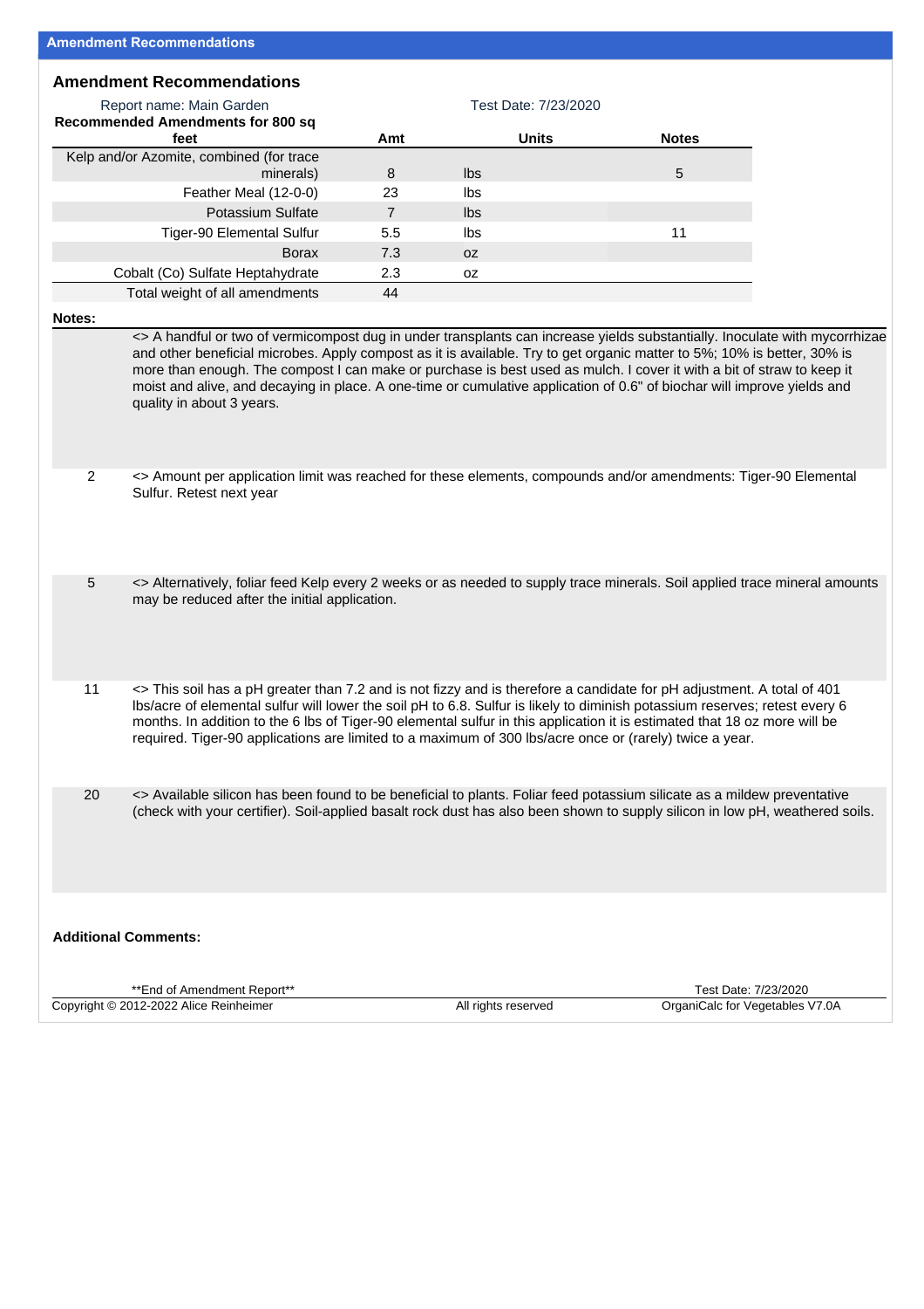## Amendment Recommendations

### Amendment Recommendations

Report name: Main Garden

Test Date: 7/23/2020

| Recommended Amendments for 800 sq feet | Amt | Units | Notes |
|---|---|---|---|
| Kelp and/or Azomite, combined (for trace minerals) | 8 | lbs | 5 |
| Feather Meal (12-0-0) | 23 | lbs | |
| Potassium Sulfate | 7 | lbs | |
| Tiger-90 Elemental Sulfur | 5.5 | lbs | 11 |
| Borax | 7.3 | oz | |
| Cobalt (Co) Sulfate Heptahydrate | 2.3 | oz | |
| Total weight of all amendments | 44 | | |

**Notes:**

<> A handful or two of vermicompost dug in under transplants can increase yields substantially. Inoculate with mycorrhizae and other beneficial microbes. Apply compost as it is available. Try to get organic matter to 5%; 10% is better, 30% is more than enough. The compost I can make or purchase is best used as mulch. I cover it with a bit of straw to keep it moist and alive, and decaying in place. A one-time or cumulative application of 0.6" of biochar will improve yields and quality in about 3 years.

2 <> Amount per application limit was reached for these elements, compounds and/or amendments: Tiger-90 Elemental Sulfur. Retest next year

5 <> Alternatively, foliar feed Kelp every 2 weeks or as needed to supply trace minerals. Soil applied trace mineral amounts may be reduced after the initial application.

11 <> This soil has a pH greater than 7.2 and is not fizzy and is therefore a candidate for pH adjustment. A total of 401 lbs/acre of elemental sulfur will lower the soil pH to 6.8. Sulfur is likely to diminish potassium reserves; retest every 6 months. In addition to the 6 lbs of Tiger-90 elemental sulfur in this application it is estimated that 18 oz more will be required. Tiger-90 applications are limited to a maximum of 300 lbs/acre once or (rarely) twice a year.

20 <> Available silicon has been found to be beneficial to plants. Foliar feed potassium silicate as a mildew preventative (check with your certifier). Soil-applied basalt rock dust has also been shown to supply silicon in low pH, weathered soils.

**Additional Comments:**

**End of Amendment Report**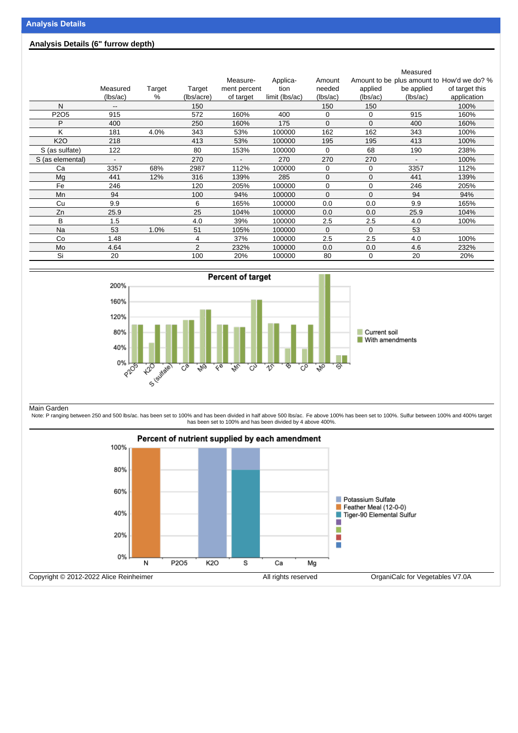## Analysis Details

### Analysis Details (6" furrow depth)

| | Measured (lbs/ac) | Target % | Target (lbs/acre) | Measure-ment percent of target | Applica-tion limit (lbs/ac) | Amount needed (lbs/ac) | Amount to be applied (lbs/ac) | Measured plus amount to be applied (lbs/ac) | How'd we do? % of target this application |
|---|---|---|---|---|---|---|---|---|---|
| N | -- | | 150 | | | 150 | 150 | | 100% |
| P2O5 | 915 | | 572 | 160% | 400 | 0 | 0 | 915 | 160% |
| P | 400 | | 250 | 160% | 175 | 0 | 0 | 400 | 160% |
| K | 181 | 4.0% | 343 | 53% | 100000 | 162 | 162 | 343 | 100% |
| K2O | 218 | | 413 | 53% | 100000 | 195 | 195 | 413 | 100% |
| S (as sulfate) | 122 | | 80 | 153% | 100000 | 0 | 68 | 190 | 238% |
| S (as elemental) | - | | 270 | - | 270 | 270 | 270 | - | 100% |
| Ca | 3357 | 68% | 2987 | 112% | 100000 | 0 | 0 | 3357 | 112% |
| Mg | 441 | 12% | 316 | 139% | 285 | 0 | 0 | 441 | 139% |
| Fe | 246 | | 120 | 205% | 100000 | 0 | 0 | 246 | 205% |
| Mn | 94 | | 100 | 94% | 100000 | 0 | 0 | 94 | 94% |
| Cu | 9.9 | | 6 | 165% | 100000 | 0.0 | 0.0 | 9.9 | 165% |
| Zn | 25.9 | | 25 | 104% | 100000 | 0.0 | 0.0 | 25.9 | 104% |
| B | 1.5 | | 4.0 | 39% | 100000 | 2.5 | 2.5 | 4.0 | 100% |
| Na | 53 | 1.0% | 51 | 105% | 100000 | 0 | 0 | 53 | |
| Co | 1.48 | | 4 | 37% | 100000 | 2.5 | 2.5 | 4.0 | 100% |
| Mo | 4.64 | | 2 | 232% | 100000 | 0.0 | 0.0 | 4.6 | 232% |
| Si | 20 | | 100 | 20% | 100000 | 80 | 0 | 20 | 20% |

Percent of target

200%
160%
120%
80%
40%
0%

P2O5, K2O, S (sulfate), Ca, Mg, Fe, Mn, Cu, Zn, B, Co, Mo, Si

Current soil
With amendments

Main Garden

Note: P ranging between 250 and 500 lbs/ac. has been set to 100% and has been divided in half above 500 lbs/ac. Fe above 100% has been set to 100%. Sulfur between 100% and 400% target has been set to 100% and has been divided by 4 above 400%.

Percent of nutrient supplied by each amendment

100%
80%
60%
40%
20%
0%

N, P2O5, K2O, S, Ca, Mg

Potassium Sulfate
Feather Meal (12-0-0)
Tiger-90 Elemental Sulfur

Copyright © 2012-2022 Alice Reinheimer — All rights reserved — OrganiCalc for Vegetables V7.0A